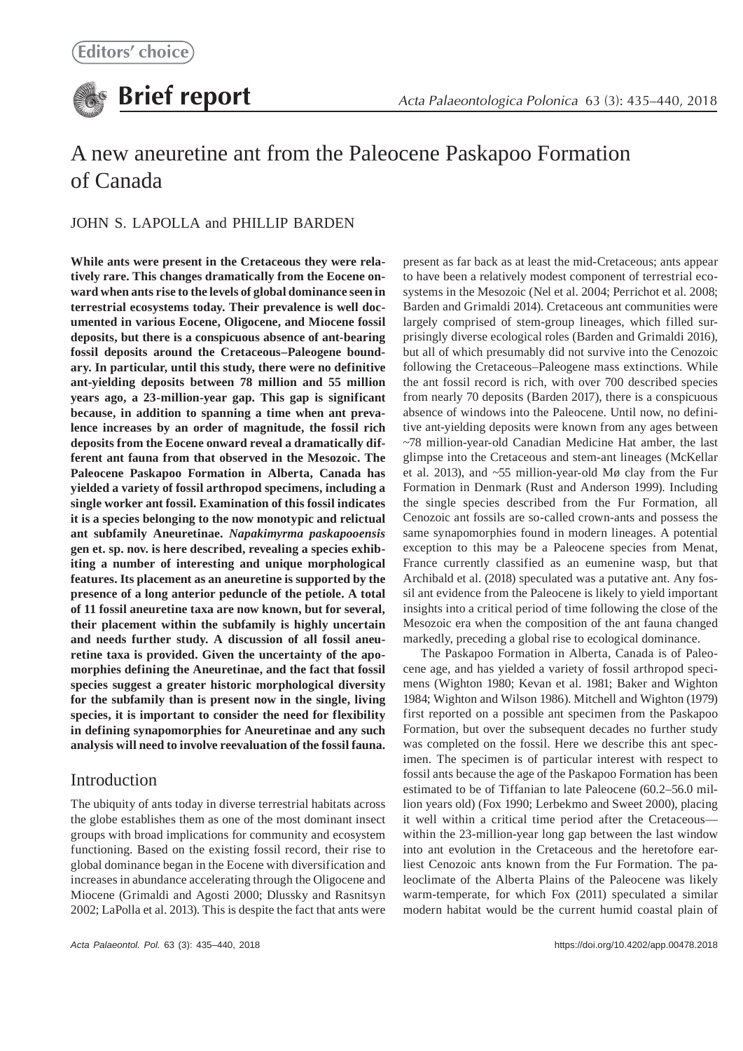Editors' choice

# Brief report

# A new aneuretine ant from the Paleocene Paskapoo Formation of Canada

JOHN S. LAPOLLA and PHILLIP BARDEN

**While ants were present in the Cretaceous they were relatively rare. This changes dramatically from the Eocene onward when ants rise to the levels of global dominance seen in terrestrial ecosystems today. Their prevalence is well documented in various Eocene, Oligocene, and Miocene fossil deposits, but there is a conspicuous absence of ant-bearing fossil deposits around the Cretaceous–Paleogene boundary. In particular, until this study, there were no definitive ant-yielding deposits between 78 million and 55 million years ago, a 23-million-year gap. This gap is significant because, in addition to spanning a time when ant prevalence increases by an order of magnitude, the fossil rich deposits from the Eocene onward reveal a dramatically different ant fauna from that observed in the Mesozoic. The Paleocene Paskapoo Formation in Alberta, Canada has yielded a variety of fossil arthropod specimens, including a single worker ant fossil. Examination of this fossil indicates it is a species belonging to the now monotypic and relictual ant subfamily Aneuretinae. *Napakimyrma paskapooensis* gen et. sp. nov. is here described, revealing a species exhibiting a number of interesting and unique morphological features. Its placement as an aneuretine is supported by the presence of a long anterior peduncle of the petiole. A total of 11 fossil aneuretine taxa are now known, but for several, their placement within the subfamily is highly uncertain and needs further study. A discussion of all fossil aneuretine taxa is provided. Given the uncertainty of the apomorphies defining the Aneuretinae, and the fact that fossil species suggest a greater historic morphological diversity for the subfamily than is present now in the single, living species, it is important to consider the need for flexibility in defining synapomorphies for Aneuretinae and any such analysis will need to involve reevaluation of the fossil fauna.**

## Introduction

The ubiquity of ants today in diverse terrestrial habitats across the globe establishes them as one of the most dominant insect groups with broad implications for community and ecosystem functioning. Based on the existing fossil record, their rise to global dominance began in the Eocene with diversification and increases in abundance accelerating through the Oligocene and Miocene (Grimaldi and Agosti 2000; Dlussky and Rasnitsyn 2002; LaPolla et al. 2013). This is despite the fact that ants were present as far back as at least the mid-Cretaceous; ants appear to have been a relatively modest component of terrestrial ecosystems in the Mesozoic (Nel et al. 2004; Perrichot et al. 2008; Barden and Grimaldi 2014). Cretaceous ant communities were largely comprised of stem-group lineages, which filled surprisingly diverse ecological roles (Barden and Grimaldi 2016), but all of which presumably did not survive into the Cenozoic following the Cretaceous–Paleogene mass extinctions. While the ant fossil record is rich, with over 700 described species from nearly 70 deposits (Barden 2017), there is a conspicuous absence of windows into the Paleocene. Until now, no definitive ant-yielding deposits were known from any ages between ~78 million-year-old Canadian Medicine Hat amber, the last glimpse into the Cretaceous and stem-ant lineages (McKellar et al. 2013), and ~55 million-year-old Mø clay from the Fur Formation in Denmark (Rust and Anderson 1999). Including the single species described from the Fur Formation, all Cenozoic ant fossils are so-called crown-ants and possess the same synapomorphies found in modern lineages. A potential exception to this may be a Paleocene species from Menat, France currently classified as an eumenine wasp, but that Archibald et al. (2018) speculated was a putative ant. Any fossil ant evidence from the Paleocene is likely to yield important insights into a critical period of time following the close of the Mesozoic era when the composition of the ant fauna changed markedly, preceding a global rise to ecological dominance.

The Paskapoo Formation in Alberta, Canada is of Paleocene age, and has yielded a variety of fossil arthropod specimens (Wighton 1980; Kevan et al. 1981; Baker and Wighton 1984; Wighton and Wilson 1986). Mitchell and Wighton (1979) first reported on a possible ant specimen from the Paskapoo Formation, but over the subsequent decades no further study was completed on the fossil. Here we describe this ant specimen. The specimen is of particular interest with respect to fossil ants because the age of the Paskapoo Formation has been estimated to be of Tiffanian to late Paleocene (60.2–56.0 million years old) (Fox 1990; Lerbekmo and Sweet 2000), placing it well within a critical time period after the Cretaceous—within the 23-million-year long gap between the last window into ant evolution in the Cretaceous and the heretofore earliest Cenozoic ants known from the Fur Formation. The paleoclimate of the Alberta Plains of the Paleocene was likely warm-temperate, for which Fox (2011) speculated a similar modern habitat would be the current humid coastal plain of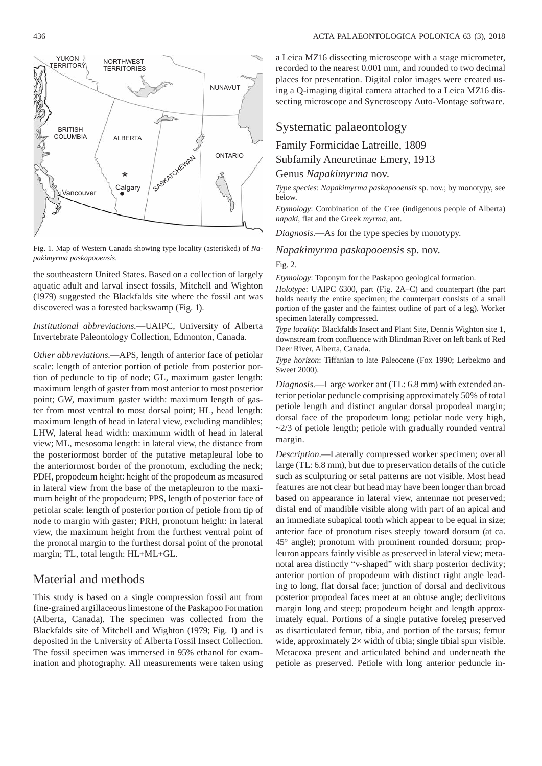Fig. 1. Map of Western Canada showing type locality (asterisked) of *Napakimyrma paskapooensis*.

the southeastern United States. Based on a collection of largely aquatic adult and larval insect fossils, Mitchell and Wighton (1979) suggested the Blackfalds site where the fossil ant was discovered was a forested backswamp (Fig. 1).

*Institutional abbreviations*.—UAIPC, University of Alberta Invertebrate Paleontology Collection, Edmonton, Canada.

*Other abbreviations*.—APS, length of anterior face of petiolar scale: length of anterior portion of petiole from posterior portion of peduncle to tip of node; GL, maximum gaster length: maximum length of gaster from most anterior to most posterior point; GW, maximum gaster width: maximum length of gaster from most ventral to most dorsal point; HL, head length: maximum length of head in lateral view, excluding mandibles; LHW, lateral head width: maximum width of head in lateral view; ML, mesosoma length: in lateral view, the distance from the posteriormost border of the putative metapleural lobe to the anteriormost border of the pronotum, excluding the neck; PDH, propodeum height: height of the propodeum as measured in lateral view from the base of the metapleuron to the maximum height of the propodeum; PPS, length of posterior face of petiolar scale: length of posterior portion of petiole from tip of node to margin with gaster; PRH, pronotum height: in lateral view, the maximum height from the furthest ventral point of the pronotal margin to the furthest dorsal point of the pronotal margin; TL, total length: HL+ML+GL.

## Material and methods

This study is based on a single compression fossil ant from fine-grained argillaceous limestone of the Paskapoo Formation (Alberta, Canada). The specimen was collected from the Blackfalds site of Mitchell and Wighton (1979; Fig. 1) and is deposited in the University of Alberta Fossil Insect Collection. The fossil specimen was immersed in 95% ethanol for examination and photography. All measurements were taken using a Leica MZ16 dissecting microscope with a stage micrometer, recorded to the nearest 0.001 mm, and rounded to two decimal places for presentation. Digital color images were created using a Q-imaging digital camera attached to a Leica MZ16 dissecting microscope and Syncroscopy Auto-Montage software.

## Systematic palaeontology

### Family Formicidae Latreille, 1809

### Subfamily Aneuretinae Emery, 1913

### Genus *Napakimyrma* nov.

*Type species*: *Napakimyrma paskapooensis* sp. nov.; by monotypy, see below.

*Etymology*: Combination of the Cree (indigenous people of Alberta) *napaki*, flat and the Greek *myrma*, ant.

*Diagnosis*.—As for the type species by monotypy.

### *Napakimyrma paskapooensis* sp. nov.

Fig. 2.

*Etymology*: Toponym for the Paskapoo geological formation.

*Holotype*: UAIPC 6300, part (Fig. 2A–C) and counterpart (the part holds nearly the entire specimen; the counterpart consists of a small portion of the gaster and the faintest outline of part of a leg). Worker specimen laterally compressed.

*Type locality*: Blackfalds Insect and Plant Site, Dennis Wighton site 1, downstream from confluence with Blindman River on left bank of Red Deer River, Alberta, Canada.

*Type horizon*: Tiffanian to late Paleocene (Fox 1990; Lerbekmo and Sweet 2000).

*Diagnosis*.—Large worker ant (TL: 6.8 mm) with extended anterior petiolar peduncle comprising approximately 50% of total petiole length and distinct angular dorsal propodeal margin; dorsal face of the propodeum long; petiolar node very high, ~2/3 of petiole length; petiole with gradually rounded ventral margin.

*Description*.—Laterally compressed worker specimen; overall large (TL: 6.8 mm), but due to preservation details of the cuticle such as sculpturing or setal patterns are not visible. Most head features are not clear but head may have been longer than broad based on appearance in lateral view, antennae not preserved; distal end of mandible visible along with part of an apical and an immediate subapical tooth which appear to be equal in size; anterior face of pronotum rises steeply toward dorsum (at ca. 45° angle); pronotum with prominent rounded dorsum; propleuron appears faintly visible as preserved in lateral view; metanotal area distinctly "v-shaped" with sharp posterior declivity; anterior portion of propodeum with distinct right angle leading to long, flat dorsal face; junction of dorsal and declivitous posterior propodeal faces meet at an obtuse angle; declivitous margin long and steep; propodeum height and length approximately equal. Portions of a single putative foreleg preserved as disarticulated femur, tibia, and portion of the tarsus; femur wide, approximately 2× width of tibia; single tibial spur visible. Metacoxa present and articulated behind and underneath the petiole as preserved. Petiole with long anterior peduncle in-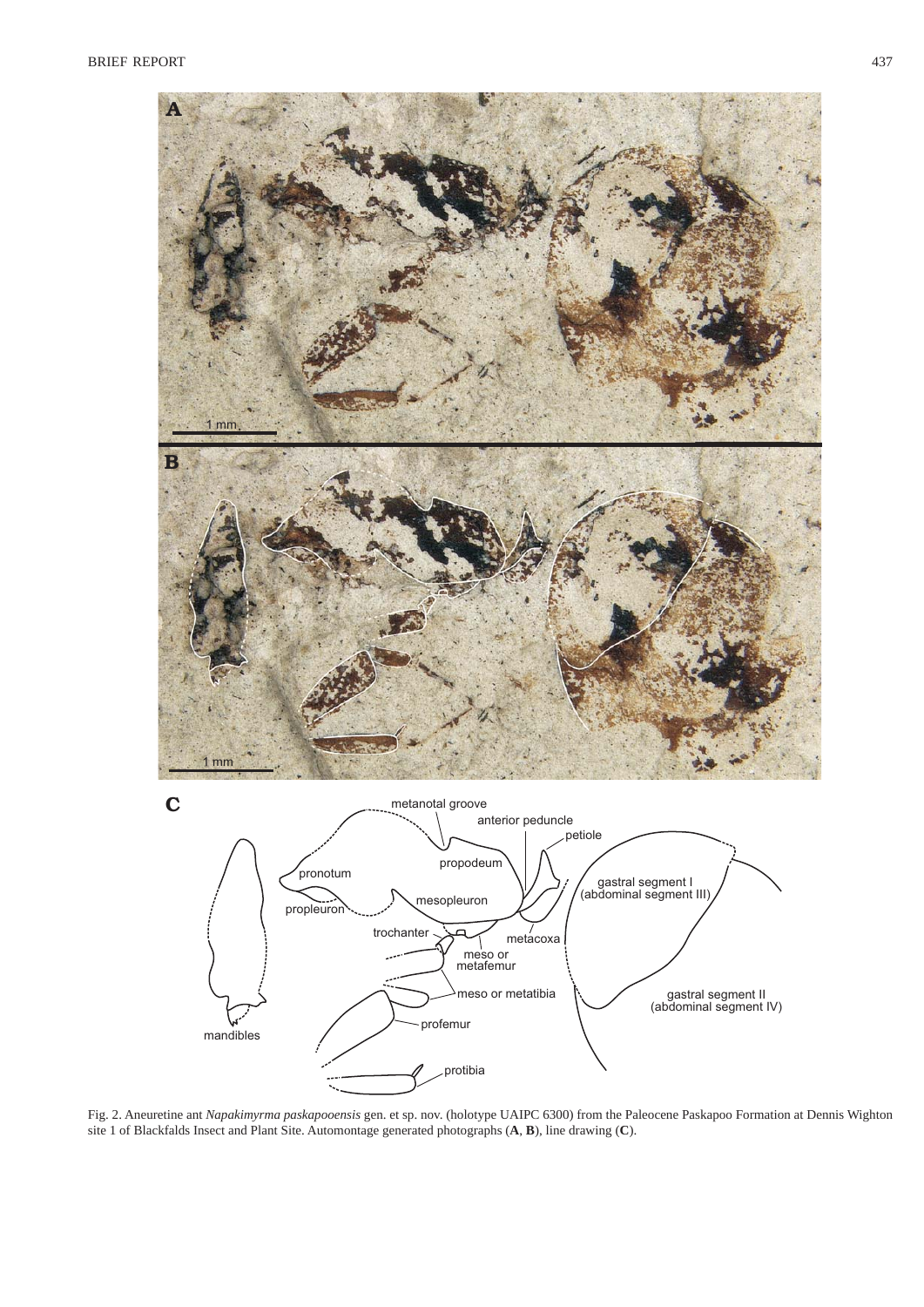Fig. 2. Aneuretine ant *Napakimyrma paskapooensis* gen. et sp. nov. (holotype UAIPC 6300) from the Paleocene Paskapoo Formation at Dennis Wighton site 1 of Blackfalds Insect and Plant Site. Automontage generated photographs (**A**, **B**), line drawing (**C**).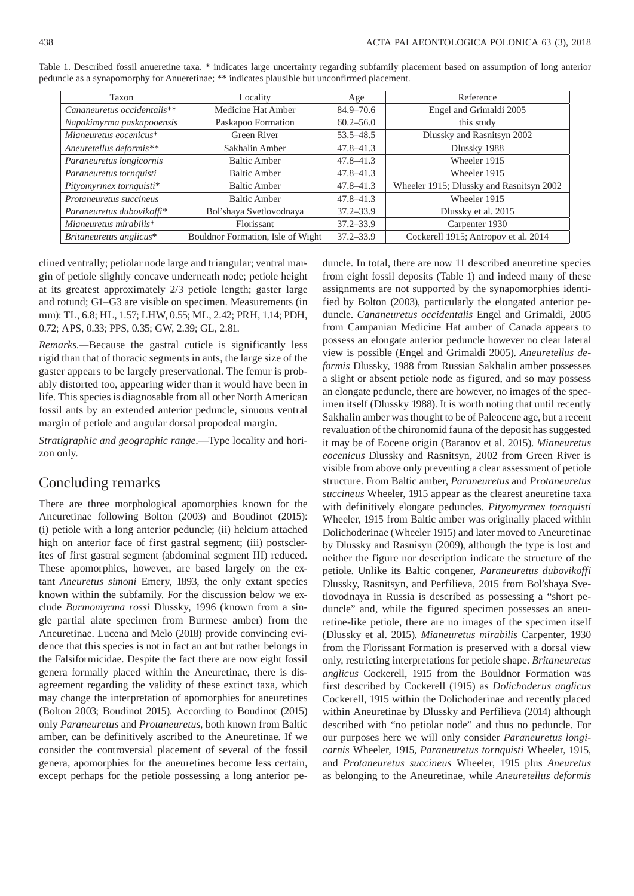Table 1. Described fossil anueretine taxa. * indicates large uncertainty regarding subfamily placement based on assumption of long anterior peduncle as a synapomorphy for Anueretinae; ** indicates plausible but unconfirmed placement.

| Taxon | Locality | Age | Reference |
|---|---|---|---|
| *Cananeuretus occidentalis*** | Medicine Hat Amber | 84.9–70.6 | Engel and Grimaldi 2005 |
| *Napakimyrma paskapooensis* | Paskapoo Formation | 60.2–56.0 | this study |
| *Mianeuretus eocenicus** | Green River | 53.5–48.5 | Dlussky and Rasnitsyn 2002 |
| *Aneuretellus deformis*** | Sakhalin Amber | 47.8–41.3 | Dlussky 1988 |
| *Paraneuretus longicornis* | Baltic Amber | 47.8–41.3 | Wheeler 1915 |
| *Paraneuretus tornquisti* | Baltic Amber | 47.8–41.3 | Wheeler 1915 |
| *Pityomyrmex tornquisti** | Baltic Amber | 47.8–41.3 | Wheeler 1915; Dlussky and Rasnitsyn 2002 |
| *Protaneuretus succineus* | Baltic Amber | 47.8–41.3 | Wheeler 1915 |
| *Paraneuretus dubovikoffi** | Bol'shaya Svetlovodnaya | 37.2–33.9 | Dlussky et al. 2015 |
| *Mianeuretus mirabilis** | Florissant | 37.2–33.9 | Carpenter 1930 |
| *Britaneuretus anglicus** | Bouldnor Formation, Isle of Wight | 37.2–33.9 | Cockerell 1915; Antropov et al. 2014 |

clined ventrally; petiolar node large and triangular; ventral margin of petiole slightly concave underneath node; petiole height at its greatest approximately 2/3 petiole length; gaster large and rotund; G1–G3 are visible on specimen. Measurements (in mm): TL, 6.8; HL, 1.57; LHW, 0.55; ML, 2.42; PRH, 1.14; PDH, 0.72; APS, 0.33; PPS, 0.35; GW, 2.39; GL, 2.81.

*Remarks*.—Because the gastral cuticle is significantly less rigid than that of thoracic segments in ants, the large size of the gaster appears to be largely preservational. The femur is probably distorted too, appearing wider than it would have been in life. This species is diagnosable from all other North American fossil ants by an extended anterior peduncle, sinuous ventral margin of petiole and angular dorsal propodeal margin.

*Stratigraphic and geographic range*.—Type locality and horizon only.

## Concluding remarks

There are three morphological apomorphies known for the Aneuretinae following Bolton (2003) and Boudinot (2015): (i) petiole with a long anterior peduncle; (ii) helcium attached high on anterior face of first gastral segment; (iii) postsclerites of first gastral segment (abdominal segment III) reduced. These apomorphies, however, are based largely on the extant *Aneuretus simoni* Emery, 1893, the only extant species known within the subfamily. For the discussion below we exclude *Burmomyrma rossi* Dlussky, 1996 (known from a single partial alate specimen from Burmese amber) from the Aneuretinae. Lucena and Melo (2018) provide convincing evidence that this species is not in fact an ant but rather belongs in the Falsiformicidae. Despite the fact there are now eight fossil genera formally placed within the Aneuretinae, there is disagreement regarding the validity of these extinct taxa, which may change the interpretation of apomorphies for aneuretines (Bolton 2003; Boudinot 2015). According to Boudinot (2015) only *Paraneuretus* and *Protaneuretus*, both known from Baltic amber, can be definitively ascribed to the Aneuretinae. If we consider the controversial placement of several of the fossil genera, apomorphies for the aneuretines become less certain, except perhaps for the petiole possessing a long anterior peduncle. In total, there are now 11 described aneuretine species from eight fossil deposits (Table 1) and indeed many of these assignments are not supported by the synapomorphies identified by Bolton (2003), particularly the elongated anterior peduncle. *Cananeuretus occidentalis* Engel and Grimaldi, 2005 from Campanian Medicine Hat amber of Canada appears to possess an elongate anterior peduncle however no clear lateral view is possible (Engel and Grimaldi 2005). *Aneuretellus deformis* Dlussky, 1988 from Russian Sakhalin amber possesses a slight or absent petiole node as figured, and so may possess an elongate peduncle, there are however, no images of the specimen itself (Dlussky 1988). It is worth noting that until recently Sakhalin amber was thought to be of Paleocene age, but a recent revaluation of the chironomid fauna of the deposit has suggested it may be of Eocene origin (Baranov et al. 2015). *Mianeuretus eocenicus* Dlussky and Rasnitsyn, 2002 from Green River is visible from above only preventing a clear assessment of petiole structure. From Baltic amber, *Paraneuretus* and *Protaneuretus succineus* Wheeler, 1915 appear as the clearest aneuretine taxa with definitively elongate peduncles. *Pityomyrmex tornquisti* Wheeler, 1915 from Baltic amber was originally placed within Dolichoderinae (Wheeler 1915) and later moved to Aneuretinae by Dlussky and Rasnisyn (2009), although the type is lost and neither the figure nor description indicate the structure of the petiole. Unlike its Baltic congener, *Paraneuretus dubovikoffi* Dlussky, Rasnitsyn, and Perfilieva, 2015 from Bol'shaya Svetlovodnaya in Russia is described as possessing a "short peduncle" and, while the figured specimen possesses an aneuretine-like petiole, there are no images of the specimen itself (Dlussky et al. 2015). *Mianeuretus mirabilis* Carpenter, 1930 from the Florissant Formation is preserved with a dorsal view only, restricting interpretations for petiole shape. *Britaneuretus anglicus* Cockerell, 1915 from the Bouldnor Formation was first described by Cockerell (1915) as *Dolichoderus anglicus* Cockerell, 1915 within the Dolichoderinae and recently placed within Aneuretinae by Dlussky and Perfilieva (2014) although described with "no petiolar node" and thus no peduncle. For our purposes here we will only consider *Paraneuretus longicornis* Wheeler, 1915, *Paraneuretus tornquisti* Wheeler, 1915, and *Protaneuretus succineus* Wheeler, 1915 plus *Aneuretus* as belonging to the Aneuretinae, while *Aneuretellus deformis*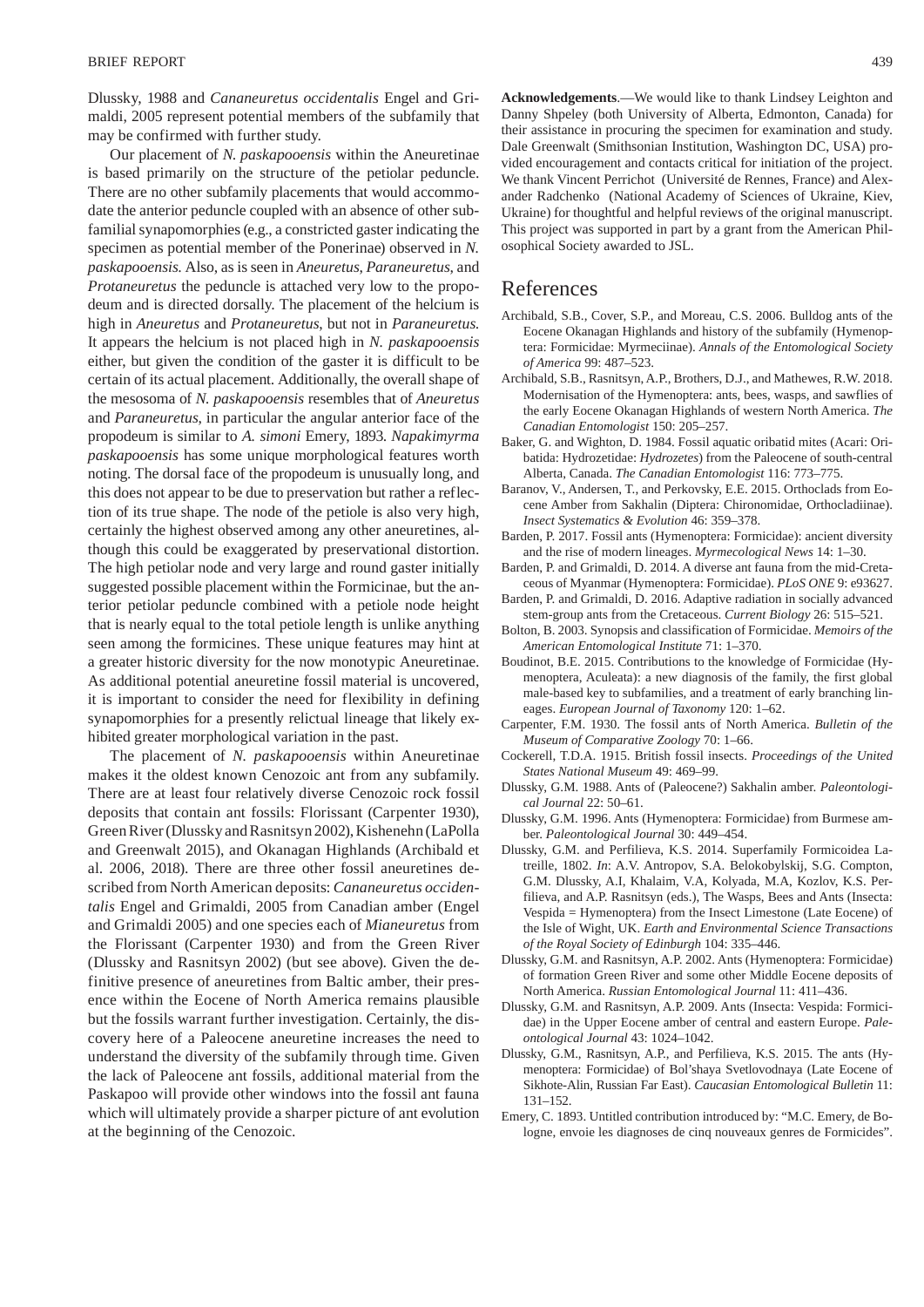Dlussky, 1988 and *Cananeuretus occidentalis* Engel and Grimaldi, 2005 represent potential members of the subfamily that may be confirmed with further study.

Our placement of *N. paskapooensis* within the Aneuretinae is based primarily on the structure of the petiolar peduncle. There are no other subfamily placements that would accommodate the anterior peduncle coupled with an absence of other subfamilial synapomorphies (e.g., a constricted gaster indicating the specimen as potential member of the Ponerinae) observed in *N. paskapooensis.* Also, as is seen in *Aneuretus*, *Paraneuretus*, and *Protaneuretus* the peduncle is attached very low to the propodeum and is directed dorsally. The placement of the helcium is high in *Aneuretus* and *Protaneuretus*, but not in *Paraneuretus.* It appears the helcium is not placed high in *N. paskapooensis* either, but given the condition of the gaster it is difficult to be certain of its actual placement. Additionally, the overall shape of the mesosoma of *N. paskapooensis* resembles that of *Aneuretus* and *Paraneuretus*, in particular the angular anterior face of the propodeum is similar to *A. simoni* Emery, 1893. *Napakimyrma paskapooensis* has some unique morphological features worth noting. The dorsal face of the propodeum is unusually long, and this does not appear to be due to preservation but rather a reflection of its true shape. The node of the petiole is also very high, certainly the highest observed among any other aneuretines, although this could be exaggerated by preservational distortion. The high petiolar node and very large and round gaster initially suggested possible placement within the Formicinae, but the anterior petiolar peduncle combined with a petiole node height that is nearly equal to the total petiole length is unlike anything seen among the formicines. These unique features may hint at a greater historic diversity for the now monotypic Aneuretinae. As additional potential aneuretine fossil material is uncovered, it is important to consider the need for flexibility in defining synapomorphies for a presently relictual lineage that likely exhibited greater morphological variation in the past.

The placement of *N. paskapooensis* within Aneuretinae makes it the oldest known Cenozoic ant from any subfamily. There are at least four relatively diverse Cenozoic rock fossil deposits that contain ant fossils: Florissant (Carpenter 1930), Green River (Dlussky and Rasnitsyn 2002), Kishenehn (LaPolla and Greenwalt 2015), and Okanagan Highlands (Archibald et al. 2006, 2018). There are three other fossil aneuretines described from North American deposits: *Cananeuretus occidentalis* Engel and Grimaldi, 2005 from Canadian amber (Engel and Grimaldi 2005) and one species each of *Mianeuretus* from the Florissant (Carpenter 1930) and from the Green River (Dlussky and Rasnitsyn 2002) (but see above). Given the definitive presence of aneuretines from Baltic amber, their presence within the Eocene of North America remains plausible but the fossils warrant further investigation. Certainly, the discovery here of a Paleocene aneuretine increases the need to understand the diversity of the subfamily through time. Given the lack of Paleocene ant fossils, additional material from the Paskapoo will provide other windows into the fossil ant fauna which will ultimately provide a sharper picture of ant evolution at the beginning of the Cenozoic.

**Acknowledgements**.—We would like to thank Lindsey Leighton and Danny Shpeley (both University of Alberta, Edmonton, Canada) for their assistance in procuring the specimen for examination and study. Dale Greenwalt (Smithsonian Institution, Washington DC, USA) provided encouragement and contacts critical for initiation of the project. We thank Vincent Perrichot (Université de Rennes, France) and Alexander Radchenko (National Academy of Sciences of Ukraine, Kiev, Ukraine) for thoughtful and helpful reviews of the original manuscript. This project was supported in part by a grant from the American Philosophical Society awarded to JSL.

## References

Archibald, S.B., Cover, S.P., and Moreau, C.S. 2006. Bulldog ants of the Eocene Okanagan Highlands and history of the subfamily (Hymenoptera: Formicidae: Myrmeciinae). *Annals of the Entomological Society of America* 99: 487–523.

Archibald, S.B., Rasnitsyn, A.P., Brothers, D.J., and Mathewes, R.W. 2018. Modernisation of the Hymenoptera: ants, bees, wasps, and sawflies of the early Eocene Okanagan Highlands of western North America. *The Canadian Entomologist* 150: 205–257.

Baker, G. and Wighton, D. 1984. Fossil aquatic oribatid mites (Acari: Oribatida: Hydrozetidae: *Hydrozetes*) from the Paleocene of south-central Alberta, Canada. *The Canadian Entomologist* 116: 773–775.

Baranov, V., Andersen, T., and Perkovsky, E.E. 2015. Orthoclads from Eocene Amber from Sakhalin (Diptera: Chironomidae, Orthocladiinae). *Insect Systematics & Evolution* 46: 359–378.

Barden, P. 2017. Fossil ants (Hymenoptera: Formicidae): ancient diversity and the rise of modern lineages. *Myrmecological News* 14: 1–30.

Barden, P. and Grimaldi, D. 2014. A diverse ant fauna from the mid-Cretaceous of Myanmar (Hymenoptera: Formicidae). *PLoS ONE* 9: e93627.

Barden, P. and Grimaldi, D. 2016. Adaptive radiation in socially advanced stem-group ants from the Cretaceous. *Current Biology* 26: 515–521.

Bolton, B. 2003. Synopsis and classification of Formicidae. *Memoirs of the American Entomological Institute* 71: 1–370.

Boudinot, B.E. 2015. Contributions to the knowledge of Formicidae (Hymenoptera, Aculeata): a new diagnosis of the family, the first global male-based key to subfamilies, and a treatment of early branching lineages. *European Journal of Taxonomy* 120: 1–62.

Carpenter, F.M. 1930. The fossil ants of North America. *Bulletin of the Museum of Comparative Zoology* 70: 1–66.

Cockerell, T.D.A. 1915. British fossil insects. *Proceedings of the United States National Museum* 49: 469–99.

Dlussky, G.M. 1988. Ants of (Paleocene?) Sakhalin amber. *Paleontological Journal* 22: 50–61.

Dlussky, G.M. 1996. Ants (Hymenoptera: Formicidae) from Burmese amber. *Paleontological Journal* 30: 449–454.

Dlussky, G.M. and Perfilieva, K.S. 2014. Superfamily Formicoidea Latreille, 1802. *In*: A.V. Antropov, S.A. Belokobylskij, S.G. Compton, G.M. Dlussky, A.I, Khalaim, V.A, Kolyada, M.A, Kozlov, K.S. Perfilieva, and A.P. Rasnitsyn (eds.), The Wasps, Bees and Ants (Insecta: Vespida = Hymenoptera) from the Insect Limestone (Late Eocene) of the Isle of Wight, UK. *Earth and Environmental Science Transactions of the Royal Society of Edinburgh* 104: 335–446.

Dlussky, G.M. and Rasnitsyn, A.P. 2002. Ants (Hymenoptera: Formicidae) of formation Green River and some other Middle Eocene deposits of North America. *Russian Entomological Journal* 11: 411–436.

Dlussky, G.M. and Rasnitsyn, A.P. 2009. Ants (Insecta: Vespida: Formicidae) in the Upper Eocene amber of central and eastern Europe. *Paleontological Journal* 43: 1024–1042.

Dlussky, G.M., Rasnitsyn, A.P., and Perfilieva, K.S. 2015. The ants (Hymenoptera: Formicidae) of Bol'shaya Svetlovodnaya (Late Eocene of Sikhote-Alin, Russian Far East). *Caucasian Entomological Bulletin* 11: 131–152.

Emery, C. 1893. Untitled contribution introduced by: "M.C. Emery, de Bologne, envoie les diagnoses de cinq nouveaux genres de Formicides".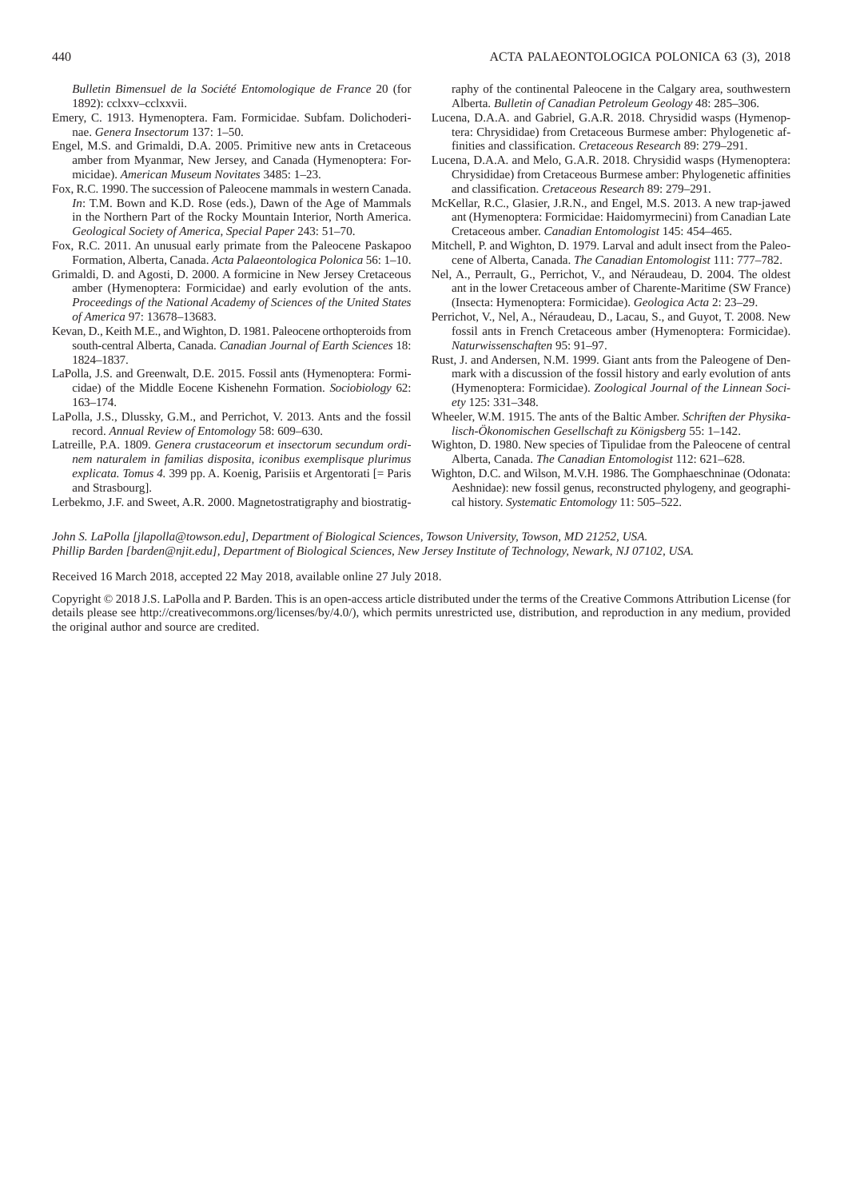*Bulletin Bimensuel de la Société Entomologique de France* 20 (for 1892): cclxxv–cclxxvii.

Emery, C. 1913. Hymenoptera. Fam. Formicidae. Subfam. Dolichoderinae. *Genera Insectorum* 137: 1–50.

Engel, M.S. and Grimaldi, D.A. 2005. Primitive new ants in Cretaceous amber from Myanmar, New Jersey, and Canada (Hymenoptera: Formicidae). *American Museum Novitates* 3485: 1–23.

Fox, R.C. 1990. The succession of Paleocene mammals in western Canada. *In*: T.M. Bown and K.D. Rose (eds.), Dawn of the Age of Mammals in the Northern Part of the Rocky Mountain Interior, North America. *Geological Society of America, Special Paper* 243: 51–70.

Fox, R.C. 2011. An unusual early primate from the Paleocene Paskapoo Formation, Alberta, Canada. *Acta Palaeontologica Polonica* 56: 1–10.

Grimaldi, D. and Agosti, D. 2000. A formicine in New Jersey Cretaceous amber (Hymenoptera: Formicidae) and early evolution of the ants. *Proceedings of the National Academy of Sciences of the United States of America* 97: 13678–13683.

Kevan, D., Keith M.E., and Wighton, D. 1981. Paleocene orthopteroids from south-central Alberta, Canada. *Canadian Journal of Earth Sciences* 18: 1824–1837.

LaPolla, J.S. and Greenwalt, D.E. 2015. Fossil ants (Hymenoptera: Formicidae) of the Middle Eocene Kishenehn Formation. *Sociobiology* 62: 163–174.

LaPolla, J.S., Dlussky, G.M., and Perrichot, V. 2013. Ants and the fossil record. *Annual Review of Entomology* 58: 609–630.

Latreille, P.A. 1809. *Genera crustaceorum et insectorum secundum ordinem naturalem in familias disposita, iconibus exemplisque plurimus explicata. Tomus 4.* 399 pp. A. Koenig, Parisiis et Argentorati [= Paris and Strasbourg].

Lerbekmo, J.F. and Sweet, A.R. 2000. Magnetostratigraphy and biostratigraphy of the continental Paleocene in the Calgary area, southwestern Alberta. *Bulletin of Canadian Petroleum Geology* 48: 285–306.

Lucena, D.A.A. and Gabriel, G.A.R. 2018. Chrysidid wasps (Hymenoptera: Chrysididae) from Cretaceous Burmese amber: Phylogenetic affinities and classification. *Cretaceous Research* 89: 279–291.

Lucena, D.A.A. and Melo, G.A.R. 2018. Chrysidid wasps (Hymenoptera: Chrysididae) from Cretaceous Burmese amber: Phylogenetic affinities and classification. *Cretaceous Research* 89: 279–291.

McKellar, R.C., Glasier, J.R.N., and Engel, M.S. 2013. A new trap-jawed ant (Hymenoptera: Formicidae: Haidomyrmecini) from Canadian Late Cretaceous amber. *Canadian Entomologist* 145: 454–465.

Mitchell, P. and Wighton, D. 1979. Larval and adult insect from the Paleocene of Alberta, Canada. *The Canadian Entomologist* 111: 777–782.

Nel, A., Perrault, G., Perrichot, V., and Néraudeau, D. 2004. The oldest ant in the lower Cretaceous amber of Charente-Maritime (SW France) (Insecta: Hymenoptera: Formicidae). *Geologica Acta* 2: 23–29.

Perrichot, V., Nel, A., Néraudeau, D., Lacau, S., and Guyot, T. 2008. New fossil ants in French Cretaceous amber (Hymenoptera: Formicidae). *Naturwissenschaften* 95: 91–97.

Rust, J. and Andersen, N.M. 1999. Giant ants from the Paleogene of Denmark with a discussion of the fossil history and early evolution of ants (Hymenoptera: Formicidae). *Zoological Journal of the Linnean Society* 125: 331–348.

Wheeler, W.M. 1915. The ants of the Baltic Amber. *Schriften der Physikalisch-Ökonomischen Gesellschaft zu Königsberg* 55: 1–142.

Wighton, D. 1980. New species of Tipulidae from the Paleocene of central Alberta, Canada. *The Canadian Entomologist* 112: 621–628.

Wighton, D.C. and Wilson, M.V.H. 1986. The Gomphaeschninae (Odonata: Aeshnidae): new fossil genus, reconstructed phylogeny, and geographical history. *Systematic Entomology* 11: 505–522.

*John S. LaPolla [jlapolla@towson.edu], Department of Biological Sciences, Towson University, Towson, MD 21252, USA.*
*Phillip Barden [barden@njit.edu], Department of Biological Sciences, New Jersey Institute of Technology, Newark, NJ 07102, USA.*

Received 16 March 2018, accepted 22 May 2018, available online 27 July 2018.

Copyright © 2018 J.S. LaPolla and P. Barden. This is an open-access article distributed under the terms of the Creative Commons Attribution License (for details please see http://creativecommons.org/licenses/by/4.0/), which permits unrestricted use, distribution, and reproduction in any medium, provided the original author and source are credited.